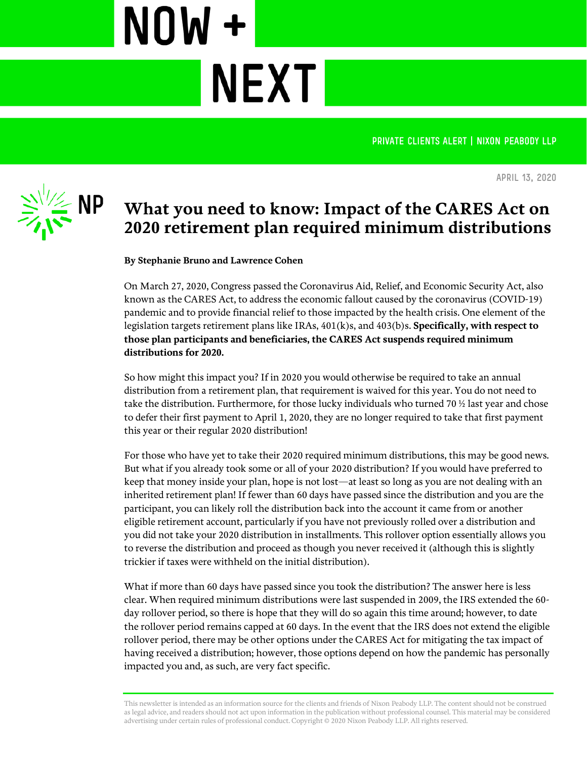# NOW + NEXT

PRIVATE CLIENTS ALERT | NIXON PEABODY LLP

APRIL 13, 2020

## What you need to know: Impact of the CARES Act on 2020 retirement plan required minimum distributions

**By Stephanie Bruno and Lawrence Cohen**

On March 27, 2020, Congress passed the Coronavirus Aid, Relief, and Economic Security Act, also known as the CARES Act, to address the economic fallout caused by the coronavirus (COVID-19) pandemic and to provide financial relief to those impacted by the health crisis. One element of the legislation targets retirement plans like IRAs, 401(k)s, and 403(b)s. **Specifically, with respect to those plan participants and beneficiaries, the CARES Act suspends required minimum distributions for 2020.**

So how might this impact you? If in 2020 you would otherwise be required to take an annual distribution from a retirement plan, that requirement is waived for this year. You do not need to take the distribution. Furthermore, for those lucky individuals who turned 70 ½ last year and chose to defer their first payment to April 1, 2020, they are no longer required to take that first payment this year or their regular 2020 distribution!

For those who have yet to take their 2020 required minimum distributions, this may be good news. But what if you already took some or all of your 2020 distribution? If you would have preferred to keep that money inside your plan, hope is not lost—at least so long as you are not dealing with an inherited retirement plan! If fewer than 60 days have passed since the distribution and you are the participant, you can likely roll the distribution back into the account it came from or another eligible retirement account, particularly if you have not previously rolled over a distribution and you did not take your 2020 distribution in installments. This rollover option essentially allows you to reverse the distribution and proceed as though you never received it (although this is slightly trickier if taxes were withheld on the initial distribution).

What if more than 60 days have passed since you took the distribution? The answer here is less clear. When required minimum distributions were last suspended in 2009, the IRS extended the 60-day rollover period, so there is hope that they will do so again this time around; however, to date the rollover period remains capped at 60 days. In the event that the IRS does not extend the eligible rollover period, there may be other options under the CARES Act for mitigating the tax impact of having received a distribution; however, those options depend on how the pandemic has personally impacted you and, as such, are very fact specific.

This newsletter is intended as an information source for the clients and friends of Nixon Peabody LLP. The content should not be construed as legal advice, and readers should not act upon information in the publication without professional counsel. This material may be considered advertising under certain rules of professional conduct. Copyright © 2020 Nixon Peabody LLP. All rights reserved.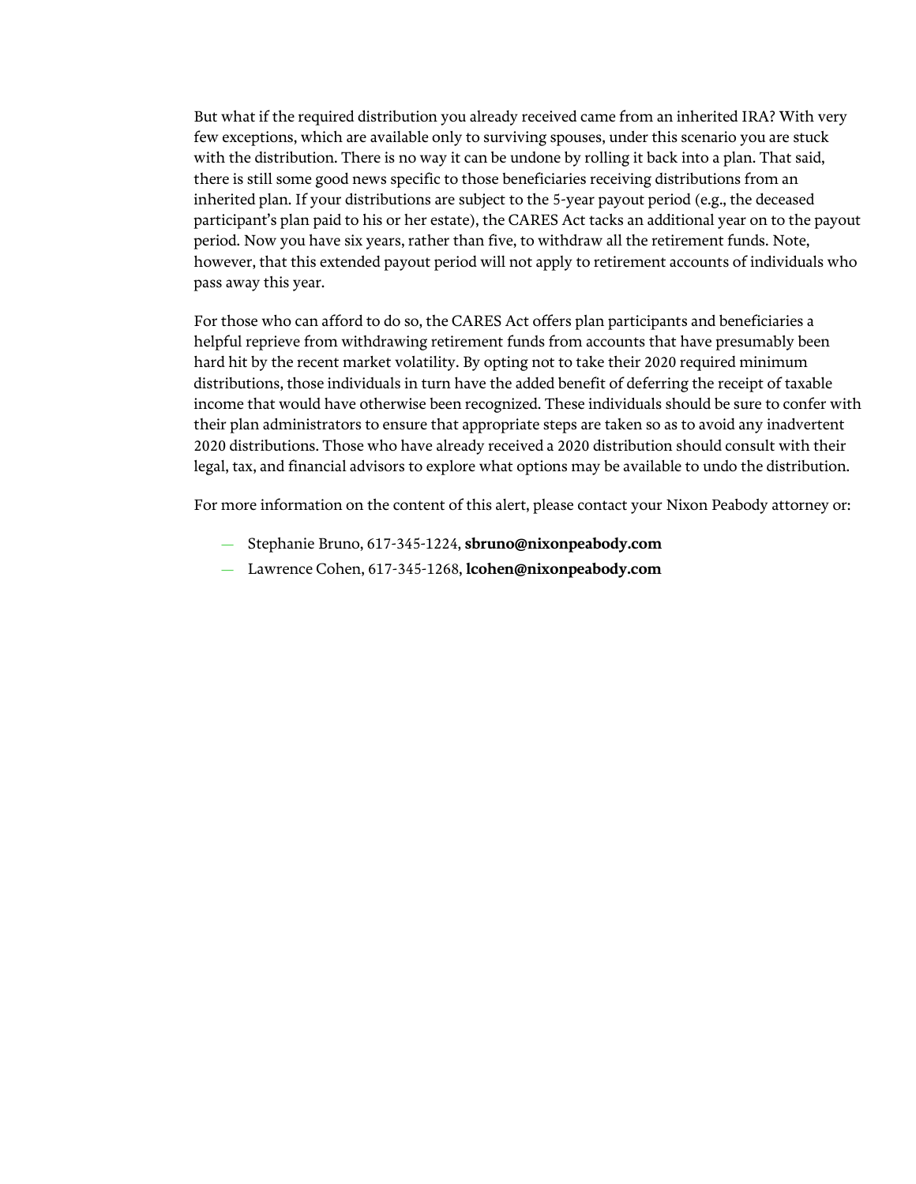But what if the required distribution you already received came from an inherited IRA? With very few exceptions, which are available only to surviving spouses, under this scenario you are stuck with the distribution. There is no way it can be undone by rolling it back into a plan. That said, there is still some good news specific to those beneficiaries receiving distributions from an inherited plan. If your distributions are subject to the 5-year payout period (e.g., the deceased participant's plan paid to his or her estate), the CARES Act tacks an additional year on to the payout period. Now you have six years, rather than five, to withdraw all the retirement funds. Note, however, that this extended payout period will not apply to retirement accounts of individuals who pass away this year.

For those who can afford to do so, the CARES Act offers plan participants and beneficiaries a helpful reprieve from withdrawing retirement funds from accounts that have presumably been hard hit by the recent market volatility. By opting not to take their 2020 required minimum distributions, those individuals in turn have the added benefit of deferring the receipt of taxable income that would have otherwise been recognized. These individuals should be sure to confer with their plan administrators to ensure that appropriate steps are taken so as to avoid any inadvertent 2020 distributions. Those who have already received a 2020 distribution should consult with their legal, tax, and financial advisors to explore what options may be available to undo the distribution.

For more information on the content of this alert, please contact your Nixon Peabody attorney or:

- Stephanie Bruno, 617-345-1224, **sbruno@nixonpeabody.com**
- Lawrence Cohen, 617-345-1268, **lcohen@nixonpeabody.com**